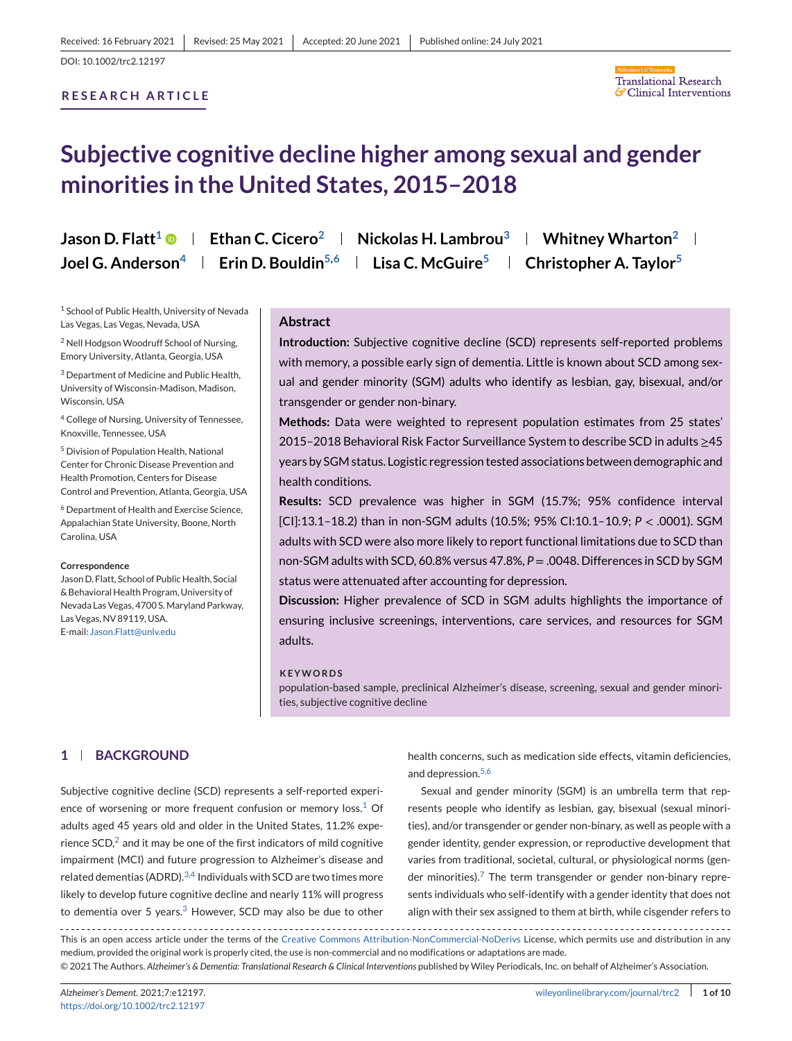Received: 16 February 2021 | Revised: 25 May 2021 | Accepted: 20 June 2021 | Published online: 24 July 2021

DOI: 10.1002/trc2.12197

RESEARCH ARTICLE

# Subjective cognitive decline higher among sexual and gender minorities in the United States, 2015–2018

Jason D. Flatt[1] | Ethan C. Cicero[2] | Nickolas H. Lambrou[3] | Whitney Wharton[2] | Joel G. Anderson[4] | Erin D. Bouldin[5,6] | Lisa C. McGuire[5] | Christopher A. Taylor[5]

[1] School of Public Health, University of Nevada Las Vegas, Las Vegas, Nevada, USA

[2] Nell Hodgson Woodruff School of Nursing, Emory University, Atlanta, Georgia, USA

[3] Department of Medicine and Public Health, University of Wisconsin-Madison, Madison, Wisconsin, USA

[4] College of Nursing, University of Tennessee, Knoxville, Tennessee, USA

[5] Division of Population Health, National Center for Chronic Disease Prevention and Health Promotion, Centers for Disease Control and Prevention, Atlanta, Georgia, USA

[6] Department of Health and Exercise Science, Appalachian State University, Boone, North Carolina, USA

**Correspondence**

Jason D. Flatt, School of Public Health, Social & Behavioral Health Program, University of Nevada Las Vegas, 4700 S. Maryland Parkway, Las Vegas, NV 89119, USA.
E-mail: Jason.Flatt@unlv.edu

## Abstract

**Introduction:** Subjective cognitive decline (SCD) represents self-reported problems with memory, a possible early sign of dementia. Little is known about SCD among sexual and gender minority (SGM) adults who identify as lesbian, gay, bisexual, and/or transgender or gender non-binary.

**Methods:** Data were weighted to represent population estimates from 25 states' 2015–2018 Behavioral Risk Factor Surveillance System to describe SCD in adults ≥45 years by SGM status. Logistic regression tested associations between demographic and health conditions.

**Results:** SCD prevalence was higher in SGM (15.7%; 95% confidence interval [CI]:13.1–18.2) than in non-SGM adults (10.5%; 95% CI:10.1–10.9; $P < .0001$). SGM adults with SCD were also more likely to report functional limitations due to SCD than non-SGM adults with SCD, 60.8% versus 47.8%, $P = .0048$. Differences in SCD by SGM status were attenuated after accounting for depression.

**Discussion:** Higher prevalence of SCD in SGM adults highlights the importance of ensuring inclusive screenings, interventions, care services, and resources for SGM adults.

**KEYWORDS**

population-based sample, preclinical Alzheimer's disease, screening, sexual and gender minorities, subjective cognitive decline

## 1 | BACKGROUND

Subjective cognitive decline (SCD) represents a self-reported experience of worsening or more frequent confusion or memory loss.[1] Of adults aged 45 years old and older in the United States, 11.2% experience SCD,[2] and it may be one of the first indicators of mild cognitive impairment (MCI) and future progression to Alzheimer's disease and related dementias (ADRD).[3,4] Individuals with SCD are two times more likely to develop future cognitive decline and nearly 11% will progress to dementia over 5 years.[3] However, SCD may also be due to other health concerns, such as medication side effects, vitamin deficiencies, and depression.[5,6]

Sexual and gender minority (SGM) is an umbrella term that represents people who identify as lesbian, gay, bisexual (sexual minorities), and/or transgender or gender non-binary, as well as people with a gender identity, gender expression, or reproductive development that varies from traditional, societal, cultural, or physiological norms (gender minorities).[7] The term transgender or gender non-binary represents individuals who self-identify with a gender identity that does not align with their sex assigned to them at birth, while cisgender refers to

This is an open access article under the terms of the Creative Commons Attribution-NonCommercial-NoDerivs License, which permits use and distribution in any medium, provided the original work is properly cited, the use is non-commercial and no modifications or adaptations are made.
© 2021 The Authors. *Alzheimer's & Dementia: Translational Research & Clinical Interventions* published by Wiley Periodicals, Inc. on behalf of Alzheimer's Association.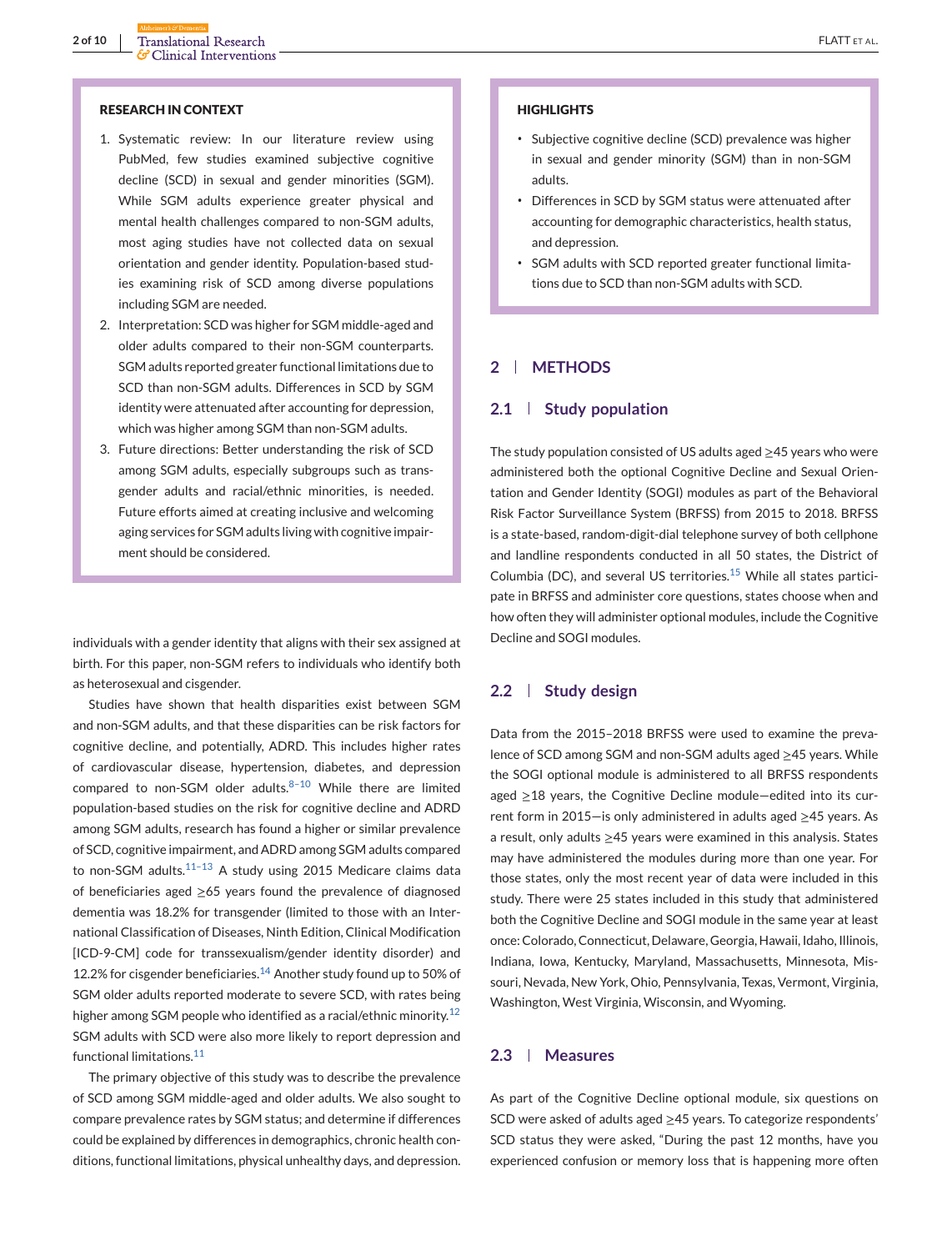**RESEARCH IN CONTEXT**

1. Systematic review: In our literature review using PubMed, few studies examined subjective cognitive decline (SCD) in sexual and gender minorities (SGM). While SGM adults experience greater physical and mental health challenges compared to non-SGM adults, most aging studies have not collected data on sexual orientation and gender identity. Population-based studies examining risk of SCD among diverse populations including SGM are needed.
2. Interpretation: SCD was higher for SGM middle-aged and older adults compared to their non-SGM counterparts. SGM adults reported greater functional limitations due to SCD than non-SGM adults. Differences in SCD by SGM identity were attenuated after accounting for depression, which was higher among SGM than non-SGM adults.
3. Future directions: Better understanding the risk of SCD among SGM adults, especially subgroups such as transgender adults and racial/ethnic minorities, is needed. Future efforts aimed at creating inclusive and welcoming aging services for SGM adults living with cognitive impairment should be considered.

**HIGHLIGHTS**

- Subjective cognitive decline (SCD) prevalence was higher in sexual and gender minority (SGM) than in non-SGM adults.
- Differences in SCD by SGM status were attenuated after accounting for demographic characteristics, health status, and depression.
- SGM adults with SCD reported greater functional limitations due to SCD than non-SGM adults with SCD.

individuals with a gender identity that aligns with their sex assigned at birth. For this paper, non-SGM refers to individuals who identify both as heterosexual and cisgender.

Studies have shown that health disparities exist between SGM and non-SGM adults, and that these disparities can be risk factors for cognitive decline, and potentially, ADRD. This includes higher rates of cardiovascular disease, hypertension, diabetes, and depression compared to non-SGM older adults.[8–10] While there are limited population-based studies on the risk for cognitive decline and ADRD among SGM adults, research has found a higher or similar prevalence of SCD, cognitive impairment, and ADRD among SGM adults compared to non-SGM adults.[11–13] A study using 2015 Medicare claims data of beneficiaries aged ≥65 years found the prevalence of diagnosed dementia was 18.2% for transgender (limited to those with an International Classification of Diseases, Ninth Edition, Clinical Modification [ICD-9-CM] code for transsexualism/gender identity disorder) and 12.2% for cisgender beneficiaries.[14] Another study found up to 50% of SGM older adults reported moderate to severe SCD, with rates being higher among SGM people who identified as a racial/ethnic minority.[12] SGM adults with SCD were also more likely to report depression and functional limitations.[11]

The primary objective of this study was to describe the prevalence of SCD among SGM middle-aged and older adults. We also sought to compare prevalence rates by SGM status; and determine if differences could be explained by differences in demographics, chronic health conditions, functional limitations, physical unhealthy days, and depression.

## 2 | METHODS

### 2.1 | Study population

The study population consisted of US adults aged ≥45 years who were administered both the optional Cognitive Decline and Sexual Orientation and Gender Identity (SOGI) modules as part of the Behavioral Risk Factor Surveillance System (BRFSS) from 2015 to 2018. BRFSS is a state-based, random-digit-dial telephone survey of both cellphone and landline respondents conducted in all 50 states, the District of Columbia (DC), and several US territories.[15] While all states participate in BRFSS and administer core questions, states choose when and how often they will administer optional modules, include the Cognitive Decline and SOGI modules.

### 2.2 | Study design

Data from the 2015–2018 BRFSS were used to examine the prevalence of SCD among SGM and non-SGM adults aged ≥45 years. While the SOGI optional module is administered to all BRFSS respondents aged ≥18 years, the Cognitive Decline module—edited into its current form in 2015—is only administered in adults aged ≥45 years. As a result, only adults ≥45 years were examined in this analysis. States may have administered the modules during more than one year. For those states, only the most recent year of data were included in this study. There were 25 states included in this study that administered both the Cognitive Decline and SOGI module in the same year at least once: Colorado, Connecticut, Delaware, Georgia, Hawaii, Idaho, Illinois, Indiana, Iowa, Kentucky, Maryland, Massachusetts, Minnesota, Missouri, Nevada, New York, Ohio, Pennsylvania, Texas, Vermont, Virginia, Washington, West Virginia, Wisconsin, and Wyoming.

### 2.3 | Measures

As part of the Cognitive Decline optional module, six questions on SCD were asked of adults aged ≥45 years. To categorize respondents' SCD status they were asked, "During the past 12 months, have you experienced confusion or memory loss that is happening more often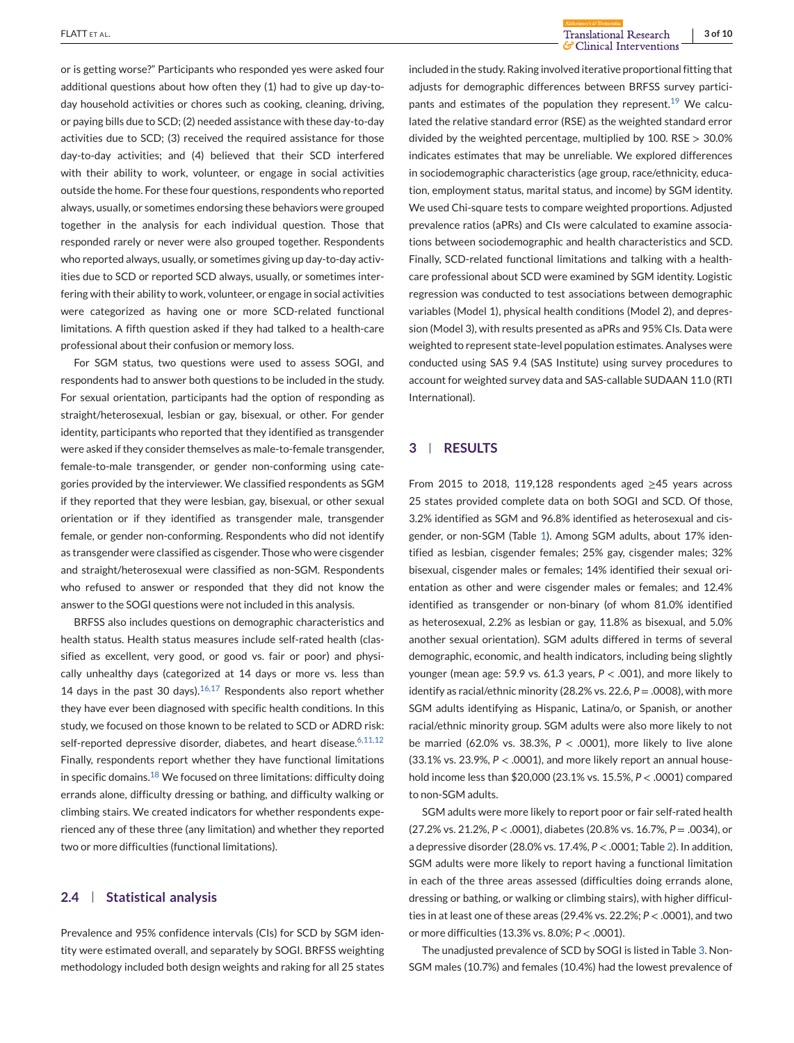or is getting worse?" Participants who responded yes were asked four additional questions about how often they (1) had to give up day-to-day household activities or chores such as cooking, cleaning, driving, or paying bills due to SCD; (2) needed assistance with these day-to-day activities due to SCD; (3) received the required assistance for those day-to-day activities; and (4) believed that their SCD interfered with their ability to work, volunteer, or engage in social activities outside the home. For these four questions, respondents who reported always, usually, or sometimes endorsing these behaviors were grouped together in the analysis for each individual question. Those that responded rarely or never were also grouped together. Respondents who reported always, usually, or sometimes giving up day-to-day activities due to SCD or reported SCD always, usually, or sometimes interfering with their ability to work, volunteer, or engage in social activities were categorized as having one or more SCD-related functional limitations. A fifth question asked if they had talked to a health-care professional about their confusion or memory loss.

For SGM status, two questions were used to assess SOGI, and respondents had to answer both questions to be included in the study. For sexual orientation, participants had the option of responding as straight/heterosexual, lesbian or gay, bisexual, or other. For gender identity, participants who reported that they identified as transgender were asked if they consider themselves as male-to-female transgender, female-to-male transgender, or gender non-conforming using categories provided by the interviewer. We classified respondents as SGM if they reported that they were lesbian, gay, bisexual, or other sexual orientation or if they identified as transgender male, transgender female, or gender non-conforming. Respondents who did not identify as transgender were classified as cisgender. Those who were cisgender and straight/heterosexual were classified as non-SGM. Respondents who refused to answer or responded that they did not know the answer to the SOGI questions were not included in this analysis.

BRFSS also includes questions on demographic characteristics and health status. Health status measures include self-rated health (classified as excellent, very good, or good vs. fair or poor) and physically unhealthy days (categorized at 14 days or more vs. less than 14 days in the past 30 days).[16,17] Respondents also report whether they have ever been diagnosed with specific health conditions. In this study, we focused on those known to be related to SCD or ADRD risk: self-reported depressive disorder, diabetes, and heart disease.[6,11,12] Finally, respondents report whether they have functional limitations in specific domains.[18] We focused on three limitations: difficulty doing errands alone, difficulty dressing or bathing, and difficulty walking or climbing stairs. We created indicators for whether respondents experienced any of these three (any limitation) and whether they reported two or more difficulties (functional limitations).

### 2.4 | Statistical analysis

Prevalence and 95% confidence intervals (CIs) for SCD by SGM identity were estimated overall, and separately by SOGI. BRFSS weighting methodology included both design weights and raking for all 25 states included in the study. Raking involved iterative proportional fitting that adjusts for demographic differences between BRFSS survey participants and estimates of the population they represent.[19] We calculated the relative standard error (RSE) as the weighted standard error divided by the weighted percentage, multiplied by 100. RSE > 30.0% indicates estimates that may be unreliable. We explored differences in sociodemographic characteristics (age group, race/ethnicity, education, employment status, marital status, and income) by SGM identity. We used Chi-square tests to compare weighted proportions. Adjusted prevalence ratios (aPRs) and CIs were calculated to examine associations between sociodemographic and health characteristics and SCD. Finally, SCD-related functional limitations and talking with a healthcare professional about SCD were examined by SGM identity. Logistic regression was conducted to test associations between demographic variables (Model 1), physical health conditions (Model 2), and depression (Model 3), with results presented as aPRs and 95% CIs. Data were weighted to represent state-level population estimates. Analyses were conducted using SAS 9.4 (SAS Institute) using survey procedures to account for weighted survey data and SAS-callable SUDAAN 11.0 (RTI International).

## 3 | RESULTS

From 2015 to 2018, 119,128 respondents aged ≥45 years across 25 states provided complete data on both SOGI and SCD. Of those, 3.2% identified as SGM and 96.8% identified as heterosexual and cisgender, or non-SGM (Table 1). Among SGM adults, about 17% identified as lesbian, cisgender females; 25% gay, cisgender males; 32% bisexual, cisgender males or females; 14% identified their sexual orientation as other and were cisgender males or females; and 12.4% identified as transgender or non-binary (of whom 81.0% identified as heterosexual, 2.2% as lesbian or gay, 11.8% as bisexual, and 5.0% another sexual orientation). SGM adults differed in terms of several demographic, economic, and health indicators, including being slightly younger (mean age: 59.9 vs. 61.3 years, $P < .001$), and more likely to identify as racial/ethnic minority (28.2% vs. 22.6, $P = .0008$), with more SGM adults identifying as Hispanic, Latina/o, or Spanish, or another racial/ethnic minority group. SGM adults were also more likely to not be married (62.0% vs. 38.3%, $P < .0001$), more likely to live alone (33.1% vs. 23.9%, $P < .0001$), and more likely report an annual household income less than $20,000 (23.1% vs. 15.5%, $P < .0001$) compared to non-SGM adults.

SGM adults were more likely to report poor or fair self-rated health (27.2% vs. 21.2%, $P < .0001$), diabetes (20.8% vs. 16.7%, $P = .0034$), or a depressive disorder (28.0% vs. 17.4%, $P < .0001$; Table 2). In addition, SGM adults were more likely to report having a functional limitation in each of the three areas assessed (difficulties doing errands alone, dressing or bathing, or walking or climbing stairs), with higher difficulties in at least one of these areas (29.4% vs. 22.2%; $P < .0001$), and two or more difficulties (13.3% vs. 8.0%; $P < .0001$).

The unadjusted prevalence of SCD by SOGI is listed in Table 3. Non-SGM males (10.7%) and females (10.4%) had the lowest prevalence of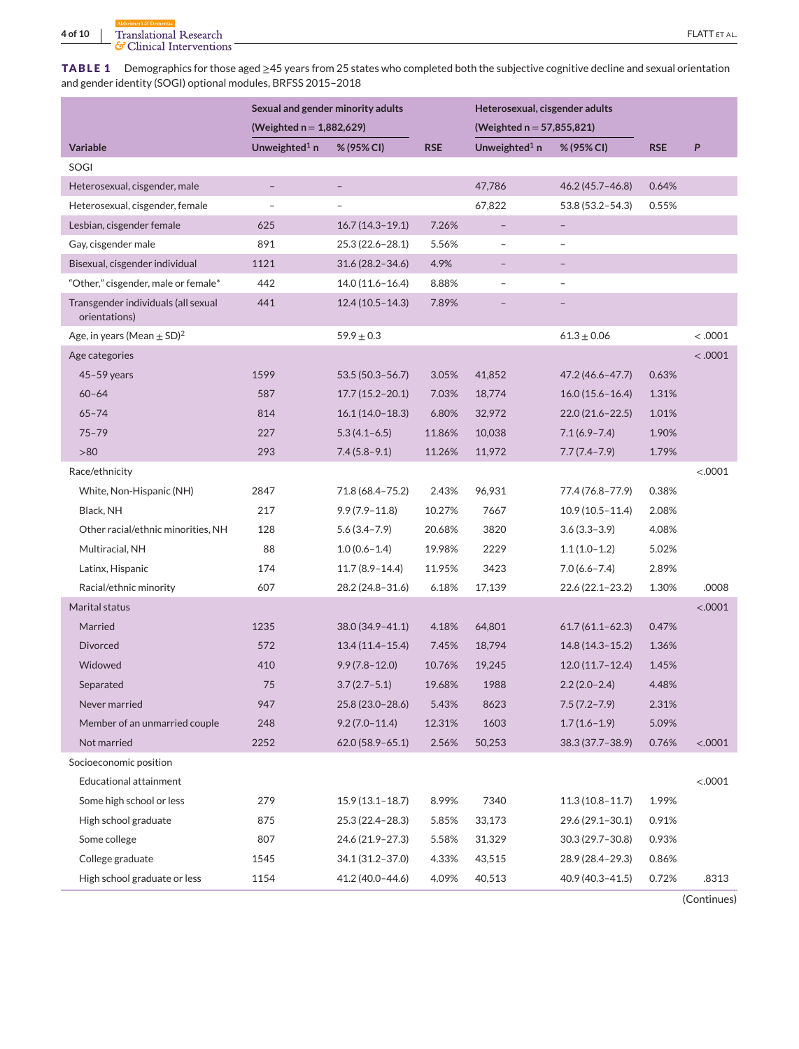**TABLE 1** Demographics for those aged ≥45 years from 25 states who completed both the subjective cognitive decline and sexual orientation and gender identity (SOGI) optional modules, BRFSS 2015–2018

| Variable | Sexual and gender minority adults (Weighted n = 1,882,629) | | | Heterosexual, cisgender adults (Weighted n = 57,855,821) | | | |
|---|---|---|---|---|---|---|---|
| | Unweighted[1] n | % (95% CI) | RSE | Unweighted[1] n | % (95% CI) | RSE | P |
| SOGI | | | | | | | |
| Heterosexual, cisgender, male | – | – | | 47,786 | 46.2 (45.7–46.8) | 0.64% | |
| Heterosexual, cisgender, female | – | – | | 67,822 | 53.8 (53.2–54.3) | 0.55% | |
| Lesbian, cisgender female | 625 | 16.7 (14.3–19.1) | 7.26% | – | – | | |
| Gay, cisgender male | 891 | 25.3 (22.6–28.1) | 5.56% | – | – | | |
| Bisexual, cisgender individual | 1121 | 31.6 (28.2–34.6) | 4.9% | – | – | | |
| "Other," cisgender, male or female* | 442 | 14.0 (11.6–16.4) | 8.88% | – | – | | |
| Transgender individuals (all sexual orientations) | 441 | 12.4 (10.5–14.3) | 7.89% | – | – | | |
| Age, in years (Mean ± SD)[2] | | 59.9 ± 0.3 | | | 61.3 ± 0.06 | | < .0001 |
| Age categories | | | | | | | < .0001 |
| 45–59 years | 1599 | 53.5 (50.3–56.7) | 3.05% | 41,852 | 47.2 (46.6–47.7) | 0.63% | |
| 60–64 | 587 | 17.7 (15.2–20.1) | 7.03% | 18,774 | 16.0 (15.6–16.4) | 1.31% | |
| 65–74 | 814 | 16.1 (14.0–18.3) | 6.80% | 32,972 | 22.0 (21.6–22.5) | 1.01% | |
| 75–79 | 227 | 5.3 (4.1–6.5) | 11.86% | 10,038 | 7.1 (6.9–7.4) | 1.90% | |
| >80 | 293 | 7.4 (5.8–9.1) | 11.26% | 11,972 | 7.7 (7.4–7.9) | 1.79% | |
| Race/ethnicity | | | | | | | <.0001 |
| White, Non-Hispanic (NH) | 2847 | 71.8 (68.4–75.2) | 2.43% | 96,931 | 77.4 (76.8–77.9) | 0.38% | |
| Black, NH | 217 | 9.9 (7.9–11.8) | 10.27% | 7667 | 10.9 (10.5–11.4) | 2.08% | |
| Other racial/ethnic minorities, NH | 128 | 5.6 (3.4–7.9) | 20.68% | 3820 | 3.6 (3.3–3.9) | 4.08% | |
| Multiracial, NH | 88 | 1.0 (0.6–1.4) | 19.98% | 2229 | 1.1 (1.0–1.2) | 5.02% | |
| Latinx, Hispanic | 174 | 11.7 (8.9–14.4) | 11.95% | 3423 | 7.0 (6.6–7.4) | 2.89% | |
| Racial/ethnic minority | 607 | 28.2 (24.8–31.6) | 6.18% | 17,139 | 22.6 (22.1–23.2) | 1.30% | .0008 |
| Marital status | | | | | | | <.0001 |
| Married | 1235 | 38.0 (34.9–41.1) | 4.18% | 64,801 | 61.7 (61.1–62.3) | 0.47% | |
| Divorced | 572 | 13.4 (11.4–15.4) | 7.45% | 18,794 | 14.8 (14.3–15.2) | 1.36% | |
| Widowed | 410 | 9.9 (7.8–12.0) | 10.76% | 19,245 | 12.0 (11.7–12.4) | 1.45% | |
| Separated | 75 | 3.7 (2.7–5.1) | 19.68% | 1988 | 2.2 (2.0–2.4) | 4.48% | |
| Never married | 947 | 25.8 (23.0–28.6) | 5.43% | 8623 | 7.5 (7.2–7.9) | 2.31% | |
| Member of an unmarried couple | 248 | 9.2 (7.0–11.4) | 12.31% | 1603 | 1.7 (1.6–1.9) | 5.09% | |
| Not married | 2252 | 62.0 (58.9–65.1) | 2.56% | 50,253 | 38.3 (37.7–38.9) | 0.76% | <.0001 |
| Socioeconomic position | | | | | | | |
| Educational attainment | | | | | | | <.0001 |
| Some high school or less | 279 | 15.9 (13.1–18.7) | 8.99% | 7340 | 11.3 (10.8–11.7) | 1.99% | |
| High school graduate | 875 | 25.3 (22.4–28.3) | 5.85% | 33,173 | 29.6 (29.1–30.1) | 0.91% | |
| Some college | 807 | 24.6 (21.9–27.3) | 5.58% | 31,329 | 30.3 (29.7–30.8) | 0.93% | |
| College graduate | 1545 | 34.1 (31.2–37.0) | 4.33% | 43,515 | 28.9 (28.4–29.3) | 0.86% | |
| High school graduate or less | 1154 | 41.2 (40.0–44.6) | 4.09% | 40,513 | 40.9 (40.3–41.5) | 0.72% | .8313 |

(Continues)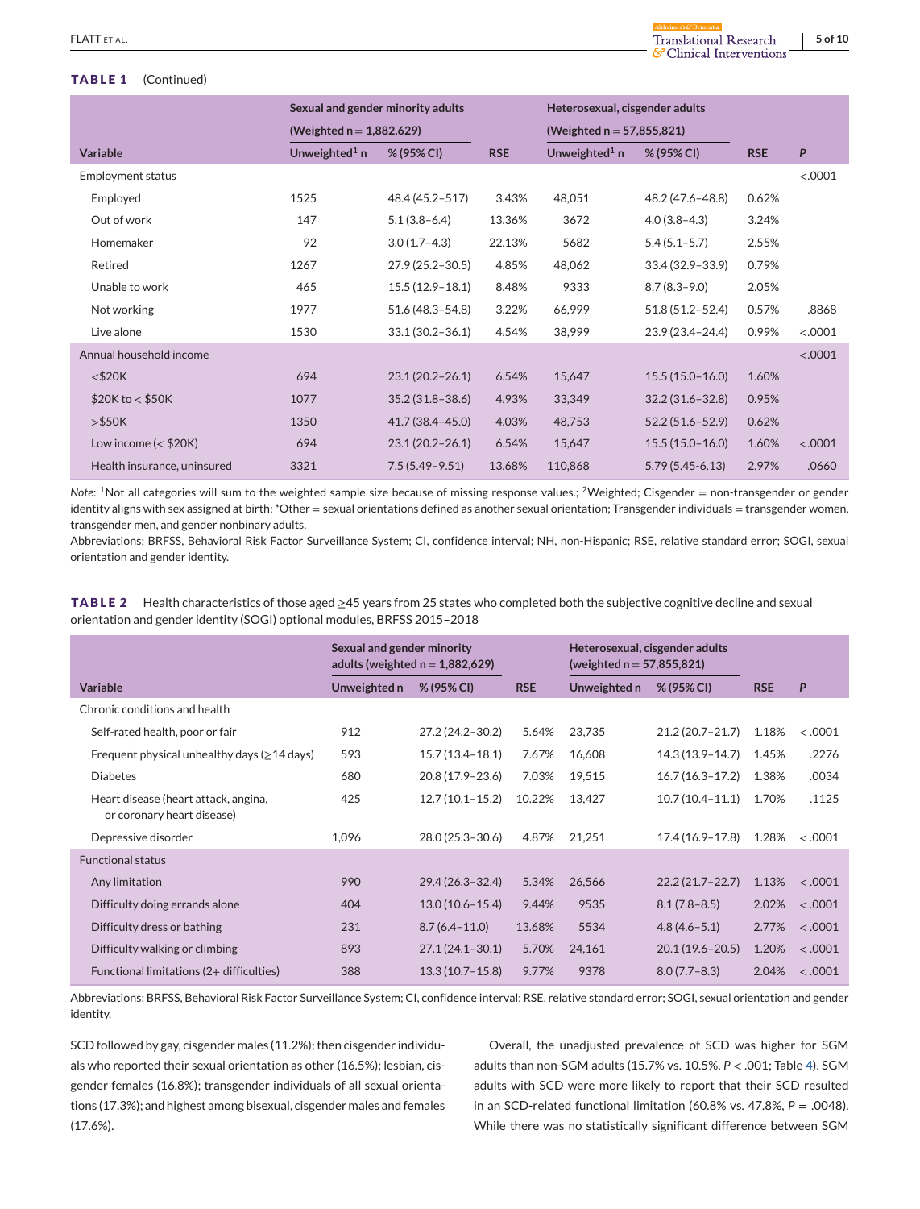**TABLE 1** (Continued)

| | Sexual and gender minority adults (Weighted n = 1,882,629) | | | Heterosexual, cisgender adults (Weighted n = 57,855,821) | | | |
|---|---|---|---|---|---|---|---|
| Variable | Unweighted[1] n | % (95% CI) | RSE | Unweighted[1] n | % (95% CI) | RSE | *P* |
| Employment status | | | | | | | <.0001 |
| Employed | 1525 | 48.4 (45.2–517) | 3.43% | 48,051 | 48.2 (47.6–48.8) | 0.62% | |
| Out of work | 147 | 5.1 (3.8–6.4) | 13.36% | 3672 | 4.0 (3.8–4.3) | 3.24% | |
| Homemaker | 92 | 3.0 (1.7–4.3) | 22.13% | 5682 | 5.4 (5.1–5.7) | 2.55% | |
| Retired | 1267 | 27.9 (25.2–30.5) | 4.85% | 48,062 | 33.4 (32.9–33.9) | 0.79% | |
| Unable to work | 465 | 15.5 (12.9–18.1) | 8.48% | 9333 | 8.7 (8.3–9.0) | 2.05% | |
| Not working | 1977 | 51.6 (48.3–54.8) | 3.22% | 66,999 | 51.8 (51.2–52.4) | 0.57% | .8868 |
| Live alone | 1530 | 33.1 (30.2–36.1) | 4.54% | 38,999 | 23.9 (23.4–24.4) | 0.99% | <.0001 |
| Annual household income | | | | | | | <.0001 |
| <$20K | 694 | 23.1 (20.2–26.1) | 6.54% | 15,647 | 15.5 (15.0–16.0) | 1.60% | |
| $20K to < $50K | 1077 | 35.2 (31.8–38.6) | 4.93% | 33,349 | 32.2 (31.6–32.8) | 0.95% | |
| >$50K | 1350 | 41.7 (38.4–45.0) | 4.03% | 48,753 | 52.2 (51.6–52.9) | 0.62% | |
| Low income (< $20K) | 694 | 23.1 (20.2–26.1) | 6.54% | 15,647 | 15.5 (15.0–16.0) | 1.60% | <.0001 |
| Health insurance, uninsured | 3321 | 7.5 (5.49–9.51) | 13.68% | 110,868 | 5.79 (5.45-6.13) | 2.97% | .0660 |

*Note*: [1]Not all categories will sum to the weighted sample size because of missing response values.; [2]Weighted; Cisgender = non-transgender or gender identity aligns with sex assigned at birth; *Other = sexual orientations defined as another sexual orientation; Transgender individuals = transgender women, transgender men, and gender nonbinary adults.
Abbreviations: BRFSS, Behavioral Risk Factor Surveillance System; CI, confidence interval; NH, non-Hispanic; RSE, relative standard error; SOGI, sexual orientation and gender identity.

**TABLE 2** Health characteristics of those aged ≥45 years from 25 states who completed both the subjective cognitive decline and sexual orientation and gender identity (SOGI) optional modules, BRFSS 2015–2018

| | Sexual and gender minority adults (weighted n = 1,882,629) | | | Heterosexual, cisgender adults (weighted n = 57,855,821) | | | |
|---|---|---|---|---|---|---|---|
| Variable | Unweighted n | % (95% CI) | RSE | Unweighted n | % (95% CI) | RSE | *P* |
| Chronic conditions and health | | | | | | | |
| Self-rated health, poor or fair | 912 | 27.2 (24.2–30.2) | 5.64% | 23,735 | 21.2 (20.7–21.7) | 1.18% | < .0001 |
| Frequent physical unhealthy days (≥14 days) | 593 | 15.7 (13.4–18.1) | 7.67% | 16,608 | 14.3 (13.9–14.7) | 1.45% | .2276 |
| Diabetes | 680 | 20.8 (17.9–23.6) | 7.03% | 19,515 | 16.7 (16.3–17.2) | 1.38% | .0034 |
| Heart disease (heart attack, angina, or coronary heart disease) | 425 | 12.7 (10.1–15.2) | 10.22% | 13,427 | 10.7 (10.4–11.1) | 1.70% | .1125 |
| Depressive disorder | 1,096 | 28.0 (25.3–30.6) | 4.87% | 21,251 | 17.4 (16.9–17.8) | 1.28% | < .0001 |
| Functional status | | | | | | | |
| Any limitation | 990 | 29.4 (26.3–32.4) | 5.34% | 26,566 | 22.2 (21.7–22.7) | 1.13% | < .0001 |
| Difficulty doing errands alone | 404 | 13.0 (10.6–15.4) | 9.44% | 9535 | 8.1 (7.8–8.5) | 2.02% | < .0001 |
| Difficulty dress or bathing | 231 | 8.7 (6.4–11.0) | 13.68% | 5534 | 4.8 (4.6–5.1) | 2.77% | < .0001 |
| Difficulty walking or climbing | 893 | 27.1 (24.1–30.1) | 5.70% | 24,161 | 20.1 (19.6–20.5) | 1.20% | < .0001 |
| Functional limitations (2+ difficulties) | 388 | 13.3 (10.7–15.8) | 9.77% | 9378 | 8.0 (7.7–8.3) | 2.04% | < .0001 |

Abbreviations: BRFSS, Behavioral Risk Factor Surveillance System; CI, confidence interval; RSE, relative standard error; SOGI, sexual orientation and gender identity.

SCD followed by gay, cisgender males (11.2%); then cisgender individuals who reported their sexual orientation as other (16.5%); lesbian, cisgender females (16.8%); transgender individuals of all sexual orientations (17.3%); and highest among bisexual, cisgender males and females (17.6%).

Overall, the unadjusted prevalence of SCD was higher for SGM adults than non-SGM adults (15.7% vs. 10.5%, $P < .001$; Table 4). SGM adults with SCD were more likely to report that their SCD resulted in an SCD-related functional limitation (60.8% vs. 47.8%, $P = .0048$). While there was no statistically significant difference between SGM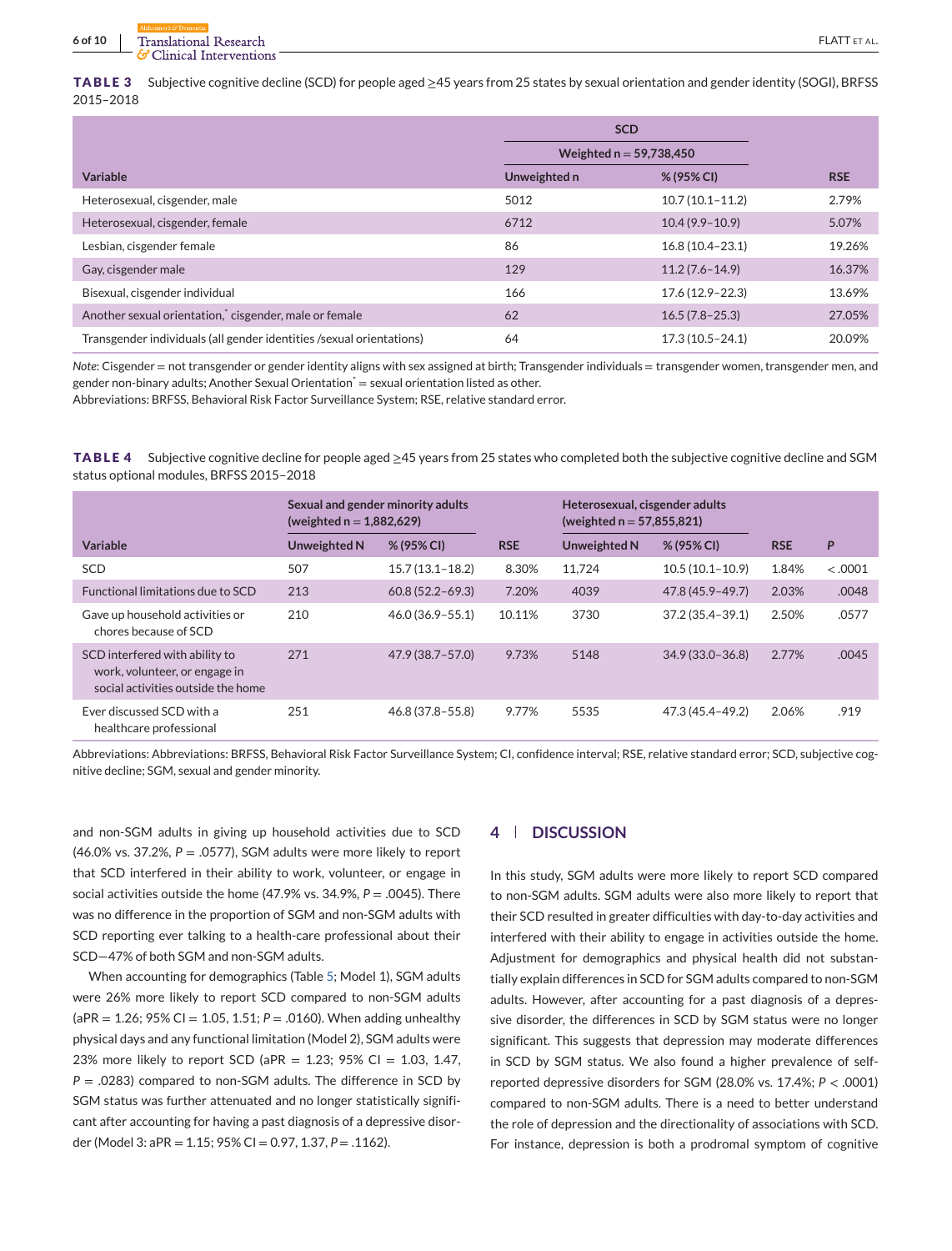**TABLE 3** Subjective cognitive decline (SCD) for people aged ≥45 years from 25 states by sexual orientation and gender identity (SOGI), BRFSS 2015–2018

| Variable | SCD Weighted n = 59,738,450 | | |
|---|---|---|---|
| | Unweighted n | % (95% CI) | RSE |
| Heterosexual, cisgender, male | 5012 | 10.7 (10.1–11.2) | 2.79% |
| Heterosexual, cisgender, female | 6712 | 10.4 (9.9–10.9) | 5.07% |
| Lesbian, cisgender female | 86 | 16.8 (10.4–23.1) | 19.26% |
| Gay, cisgender male | 129 | 11.2 (7.6–14.9) | 16.37% |
| Bisexual, cisgender individual | 166 | 17.6 (12.9–22.3) | 13.69% |
| Another sexual orientation,* cisgender, male or female | 62 | 16.5 (7.8–25.3) | 27.05% |
| Transgender individuals (all gender identities /sexual orientations) | 64 | 17.3 (10.5–24.1) | 20.09% |

*Note*: Cisgender = not transgender or gender identity aligns with sex assigned at birth; Transgender individuals = transgender women, transgender men, and gender non-binary adults; Another Sexual Orientation* = sexual orientation listed as other.
Abbreviations: BRFSS, Behavioral Risk Factor Surveillance System; RSE, relative standard error.

**TABLE 4** Subjective cognitive decline for people aged ≥45 years from 25 states who completed both the subjective cognitive decline and SGM status optional modules, BRFSS 2015–2018

| Variable | Sexual and gender minority adults (weighted n = 1,882,629) | | | Heterosexual, cisgender adults (weighted n = 57,855,821) | | | |
|---|---|---|---|---|---|---|---|
| | Unweighted N | % (95% CI) | RSE | Unweighted N | % (95% CI) | RSE | *P* |
| SCD | 507 | 15.7 (13.1–18.2) | 8.30% | 11,724 | 10.5 (10.1–10.9) | 1.84% | < .0001 |
| Functional limitations due to SCD | 213 | 60.8 (52.2–69.3) | 7.20% | 4039 | 47.8 (45.9–49.7) | 2.03% | .0048 |
| Gave up household activities or chores because of SCD | 210 | 46.0 (36.9–55.1) | 10.11% | 3730 | 37.2 (35.4–39.1) | 2.50% | .0577 |
| SCD interfered with ability to work, volunteer, or engage in social activities outside the home | 271 | 47.9 (38.7–57.0) | 9.73% | 5148 | 34.9 (33.0–36.8) | 2.77% | .0045 |
| Ever discussed SCD with a healthcare professional | 251 | 46.8 (37.8–55.8) | 9.77% | 5535 | 47.3 (45.4–49.2) | 2.06% | .919 |

Abbreviations: Abbreviations: BRFSS, Behavioral Risk Factor Surveillance System; CI, confidence interval; RSE, relative standard error; SCD, subjective cognitive decline; SGM, sexual and gender minority.

and non-SGM adults in giving up household activities due to SCD (46.0% vs. 37.2%, *P* = .0577), SGM adults were more likely to report that SCD interfered in their ability to work, volunteer, or engage in social activities outside the home (47.9% vs. 34.9%, *P* = .0045). There was no difference in the proportion of SGM and non-SGM adults with SCD reporting ever talking to a health-care professional about their SCD—47% of both SGM and non-SGM adults.

When accounting for demographics (Table 5; Model 1), SGM adults were 26% more likely to report SCD compared to non-SGM adults (aPR = 1.26; 95% CI = 1.05, 1.51; *P* = .0160). When adding unhealthy physical days and any functional limitation (Model 2), SGM adults were 23% more likely to report SCD (aPR = 1.23; 95% CI = 1.03, 1.47, *P* = .0283) compared to non-SGM adults. The difference in SCD by SGM status was further attenuated and no longer statistically significant after accounting for having a past diagnosis of a depressive disorder (Model 3: aPR = 1.15; 95% CI = 0.97, 1.37, *P* = .1162).

## 4 | DISCUSSION

In this study, SGM adults were more likely to report SCD compared to non-SGM adults. SGM adults were also more likely to report that their SCD resulted in greater difficulties with day-to-day activities and interfered with their ability to engage in activities outside the home. Adjustment for demographics and physical health did not substantially explain differences in SCD for SGM adults compared to non-SGM adults. However, after accounting for a past diagnosis of a depressive disorder, the differences in SCD by SGM status were no longer significant. This suggests that depression may moderate differences in SCD by SGM status. We also found a higher prevalence of self-reported depressive disorders for SGM (28.0% vs. 17.4%; *P* < .0001) compared to non-SGM adults. There is a need to better understand the role of depression and the directionality of associations with SCD. For instance, depression is both a prodromal symptom of cognitive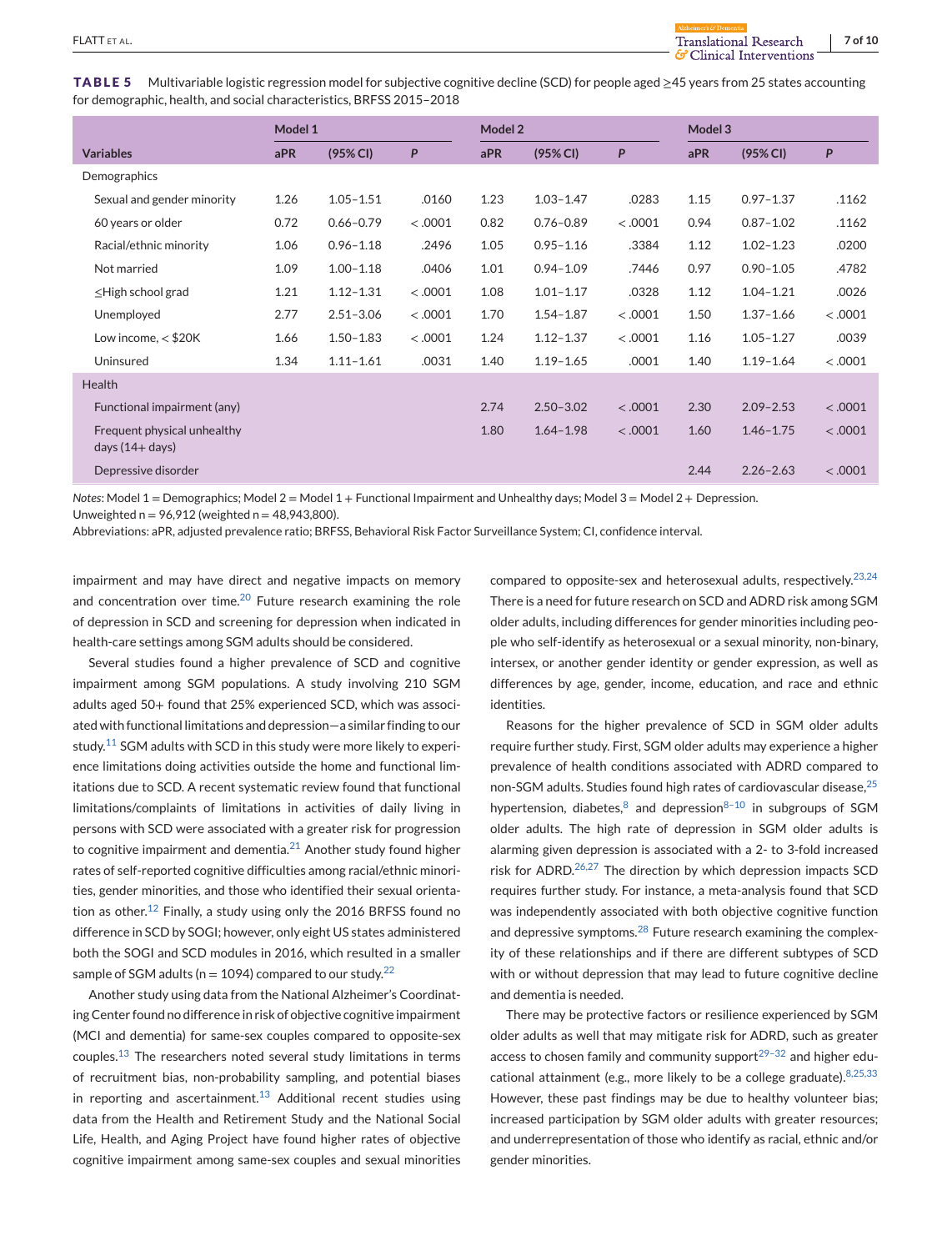**TABLE 5** Multivariable logistic regression model for subjective cognitive decline (SCD) for people aged ≥45 years from 25 states accounting for demographic, health, and social characteristics, BRFSS 2015–2018

| | Model 1 | | | Model 2 | | | Model 3 | | |
|---|---|---|---|---|---|---|---|---|---|
| **Variables** | **aPR** | **(95% CI)** | ***P*** | **aPR** | **(95% CI)** | ***P*** | **aPR** | **(95% CI)** | ***P*** |
| Demographics | | | | | | | | | |
| Sexual and gender minority | 1.26 | 1.05–1.51 | .0160 | 1.23 | 1.03–1.47 | .0283 | 1.15 | 0.97–1.37 | .1162 |
| 60 years or older | 0.72 | 0.66–0.79 | <.0001 | 0.82 | 0.76–0.89 | <.0001 | 0.94 | 0.87–1.02 | .1162 |
| Racial/ethnic minority | 1.06 | 0.96–1.18 | .2496 | 1.05 | 0.95–1.16 | .3384 | 1.12 | 1.02–1.23 | .0200 |
| Not married | 1.09 | 1.00–1.18 | .0406 | 1.01 | 0.94–1.09 | .7446 | 0.97 | 0.90–1.05 | .4782 |
| ≤High school grad | 1.21 | 1.12–1.31 | <.0001 | 1.08 | 1.01–1.17 | .0328 | 1.12 | 1.04–1.21 | .0026 |
| Unemployed | 2.77 | 2.51–3.06 | <.0001 | 1.70 | 1.54–1.87 | <.0001 | 1.50 | 1.37–1.66 | <.0001 |
| Low income, <$20K | 1.66 | 1.50–1.83 | <.0001 | 1.24 | 1.12–1.37 | <.0001 | 1.16 | 1.05–1.27 | .0039 |
| Uninsured | 1.34 | 1.11–1.61 | .0031 | 1.40 | 1.19–1.65 | .0001 | 1.40 | 1.19–1.64 | <.0001 |
| Health | | | | | | | | | |
| Functional impairment (any) | | | | 2.74 | 2.50–3.02 | <.0001 | 2.30 | 2.09–2.53 | <.0001 |
| Frequent physical unhealthy days (14+ days) | | | | 1.80 | 1.64–1.98 | <.0001 | 1.60 | 1.46–1.75 | <.0001 |
| Depressive disorder | | | | | | | 2.44 | 2.26–2.63 | <.0001 |

*Notes*: Model 1 = Demographics; Model 2 = Model 1 + Functional Impairment and Unhealthy days; Model 3 = Model 2 + Depression.
Unweighted n = 96,912 (weighted n = 48,943,800).
Abbreviations: aPR, adjusted prevalence ratio; BRFSS, Behavioral Risk Factor Surveillance System; CI, confidence interval.

impairment and may have direct and negative impacts on memory and concentration over time.[20] Future research examining the role of depression in SCD and screening for depression when indicated in health-care settings among SGM adults should be considered.

Several studies found a higher prevalence of SCD and cognitive impairment among SGM populations. A study involving 210 SGM adults aged 50+ found that 25% experienced SCD, which was associated with functional limitations and depression—a similar finding to our study.[11] SGM adults with SCD in this study were more likely to experience limitations doing activities outside the home and functional limitations due to SCD. A recent systematic review found that functional limitations/complaints of limitations in activities of daily living in persons with SCD were associated with a greater risk for progression to cognitive impairment and dementia.[21] Another study found higher rates of self-reported cognitive difficulties among racial/ethnic minorities, gender minorities, and those who identified their sexual orientation as other.[12] Finally, a study using only the 2016 BRFSS found no difference in SCD by SOGI; however, only eight US states administered both the SOGI and SCD modules in 2016, which resulted in a smaller sample of SGM adults (n = 1094) compared to our study.[22]

Another study using data from the National Alzheimer's Coordinating Center found no difference in risk of objective cognitive impairment (MCI and dementia) for same-sex couples compared to opposite-sex couples.[13] The researchers noted several study limitations in terms of recruitment bias, non-probability sampling, and potential biases in reporting and ascertainment.[13] Additional recent studies using data from the Health and Retirement Study and the National Social Life, Health, and Aging Project have found higher rates of objective cognitive impairment among same-sex couples and sexual minorities compared to opposite-sex and heterosexual adults, respectively.[23,24] There is a need for future research on SCD and ADRD risk among SGM older adults, including differences for gender minorities including people who self-identify as heterosexual or a sexual minority, non-binary, intersex, or another gender identity or gender expression, as well as differences by age, gender, income, education, and race and ethnic identities.

Reasons for the higher prevalence of SCD in SGM older adults require further study. First, SGM older adults may experience a higher prevalence of health conditions associated with ADRD compared to non-SGM adults. Studies found high rates of cardiovascular disease,[25] hypertension, diabetes,[8] and depression[8–10] in subgroups of SGM older adults. The high rate of depression in SGM older adults is alarming given depression is associated with a 2- to 3-fold increased risk for ADRD.[26,27] The direction by which depression impacts SCD requires further study. For instance, a meta-analysis found that SCD was independently associated with both objective cognitive function and depressive symptoms.[28] Future research examining the complexity of these relationships and if there are different subtypes of SCD with or without depression that may lead to future cognitive decline and dementia is needed.

There may be protective factors or resilience experienced by SGM older adults as well that may mitigate risk for ADRD, such as greater access to chosen family and community support[29–32] and higher educational attainment (e.g., more likely to be a college graduate).[8,25,33] However, these past findings may be due to healthy volunteer bias; increased participation by SGM older adults with greater resources; and underrepresentation of those who identify as racial, ethnic and/or gender minorities.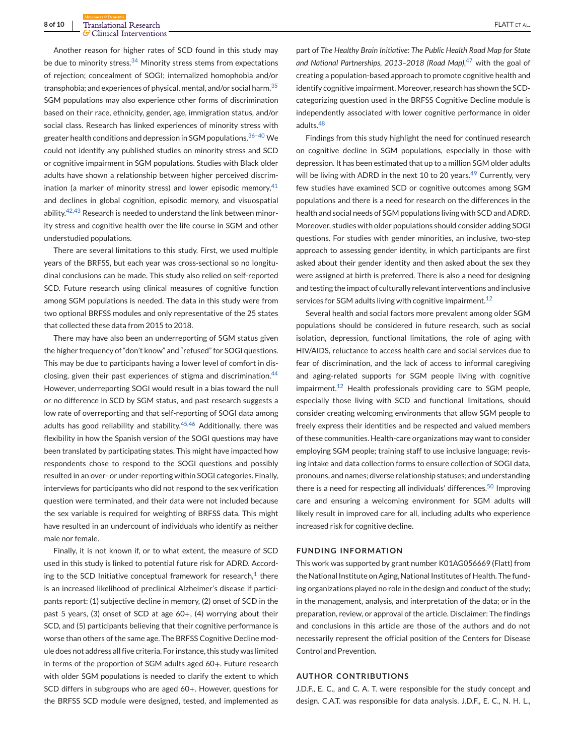Another reason for higher rates of SCD found in this study may be due to minority stress.[34] Minority stress stems from expectations of rejection; concealment of SOGI; internalized homophobia and/or transphobia; and experiences of physical, mental, and/or social harm.[35] SGM populations may also experience other forms of discrimination based on their race, ethnicity, gender, age, immigration status, and/or social class. Research has linked experiences of minority stress with greater health conditions and depression in SGM populations.[36–40] We could not identify any published studies on minority stress and SCD or cognitive impairment in SGM populations. Studies with Black older adults have shown a relationship between higher perceived discrimination (a marker of minority stress) and lower episodic memory,[41] and declines in global cognition, episodic memory, and visuospatial ability.[42,43] Research is needed to understand the link between minority stress and cognitive health over the life course in SGM and other understudied populations.

There are several limitations to this study. First, we used multiple years of the BRFSS, but each year was cross-sectional so no longitudinal conclusions can be made. This study also relied on self-reported SCD. Future research using clinical measures of cognitive function among SGM populations is needed. The data in this study were from two optional BRFSS modules and only representative of the 25 states that collected these data from 2015 to 2018.

There may have also been an underreporting of SGM status given the higher frequency of "don't know" and "refused" for SOGI questions. This may be due to participants having a lower level of comfort in disclosing, given their past experiences of stigma and discrimination.[44] However, underreporting SOGI would result in a bias toward the null or no difference in SCD by SGM status, and past research suggests a low rate of overreporting and that self-reporting of SOGI data among adults has good reliability and stability.[45,46] Additionally, there was flexibility in how the Spanish version of the SOGI questions may have been translated by participating states. This might have impacted how respondents chose to respond to the SOGI questions and possibly resulted in an over- or under-reporting within SOGI categories. Finally, interviews for participants who did not respond to the sex verification question were terminated, and their data were not included because the sex variable is required for weighting of BRFSS data. This might have resulted in an undercount of individuals who identify as neither male nor female.

Finally, it is not known if, or to what extent, the measure of SCD used in this study is linked to potential future risk for ADRD. According to the SCD Initiative conceptual framework for research,[1] there is an increased likelihood of preclinical Alzheimer's disease if participants report: (1) subjective decline in memory, (2) onset of SCD in the past 5 years, (3) onset of SCD at age 60+, (4) worrying about their SCD, and (5) participants believing that their cognitive performance is worse than others of the same age. The BRFSS Cognitive Decline module does not address all five criteria. For instance, this study was limited in terms of the proportion of SGM adults aged 60+. Future research with older SGM populations is needed to clarify the extent to which SCD differs in subgroups who are aged 60+. However, questions for the BRFSS SCD module were designed, tested, and implemented as part of *The Healthy Brain Initiative: The Public Health Road Map for State and National Partnerships, 2013–2018 (Road Map)*,[47] with the goal of creating a population-based approach to promote cognitive health and identify cognitive impairment. Moreover, research has shown the SCD-categorizing question used in the BRFSS Cognitive Decline module is independently associated with lower cognitive performance in older adults.[48]

Findings from this study highlight the need for continued research on cognitive decline in SGM populations, especially in those with depression. It has been estimated that up to a million SGM older adults will be living with ADRD in the next 10 to 20 years.[49] Currently, very few studies have examined SCD or cognitive outcomes among SGM populations and there is a need for research on the differences in the health and social needs of SGM populations living with SCD and ADRD. Moreover, studies with older populations should consider adding SOGI questions. For studies with gender minorities, an inclusive, two-step approach to assessing gender identity, in which participants are first asked about their gender identity and then asked about the sex they were assigned at birth is preferred. There is also a need for designing and testing the impact of culturally relevant interventions and inclusive services for SGM adults living with cognitive impairment.[12]

Several health and social factors more prevalent among older SGM populations should be considered in future research, such as social isolation, depression, functional limitations, the role of aging with HIV/AIDS, reluctance to access health care and social services due to fear of discrimination, and the lack of access to informal caregiving and aging-related supports for SGM people living with cognitive impairment.[12] Health professionals providing care to SGM people, especially those living with SCD and functional limitations, should consider creating welcoming environments that allow SGM people to freely express their identities and be respected and valued members of these communities. Health-care organizations may want to consider employing SGM people; training staff to use inclusive language; revising intake and data collection forms to ensure collection of SOGI data, pronouns, and names; diverse relationship statuses; and understanding there is a need for respecting all individuals' differences.[50] Improving care and ensuring a welcoming environment for SGM adults will likely result in improved care for all, including adults who experience increased risk for cognitive decline.

## FUNDING INFORMATION

This work was supported by grant number K01AG056669 (Flatt) from the National Institute on Aging, National Institutes of Health. The funding organizations played no role in the design and conduct of the study; in the management, analysis, and interpretation of the data; or in the preparation, review, or approval of the article. Disclaimer: The findings and conclusions in this article are those of the authors and do not necessarily represent the official position of the Centers for Disease Control and Prevention.

## AUTHOR CONTRIBUTIONS

J.D.F., E. C., and C. A. T. were responsible for the study concept and design. C.A.T. was responsible for data analysis. J.D.F., E. C., N. H. L.,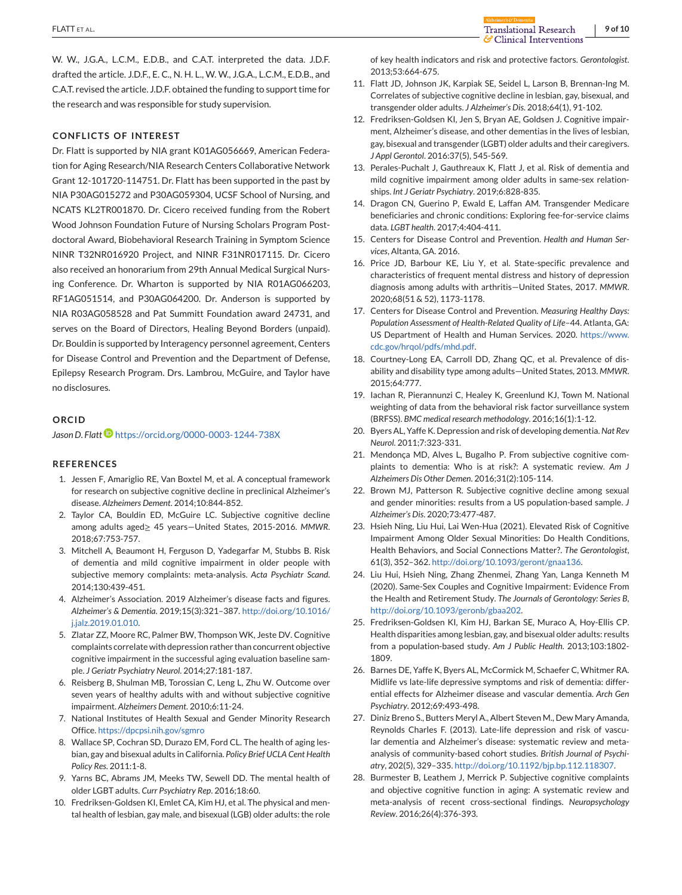W. W., J.G.A., L.C.M., E.D.B., and C.A.T. interpreted the data. J.D.F. drafted the article. J.D.F., E. C., N. H. L., W. W., J.G.A., L.C.M., E.D.B., and C.A.T. revised the article. J.D.F. obtained the funding to support time for the research and was responsible for study supervision.

## CONFLICTS OF INTEREST

Dr. Flatt is supported by NIA grant K01AG056669, American Federation for Aging Research/NIA Research Centers Collaborative Network Grant 12-101720-114751. Dr. Flatt has been supported in the past by NIA P30AG015272 and P30AG059304, UCSF School of Nursing, and NCATS KL2TR001870. Dr. Cicero received funding from the Robert Wood Johnson Foundation Future of Nursing Scholars Program Postdoctoral Award, Biobehavioral Research Training in Symptom Science NINR T32NR016920 Project, and NINR F31NR017115. Dr. Cicero also received an honorarium from 29th Annual Medical Surgical Nursing Conference. Dr. Wharton is supported by NIA R01AG066203, RF1AG051514, and P30AG064200. Dr. Anderson is supported by NIA R03AG058528 and Pat Summitt Foundation award 24731, and serves on the Board of Directors, Healing Beyond Borders (unpaid). Dr. Bouldin is supported by Interagency personnel agreement, Centers for Disease Control and Prevention and the Department of Defense, Epilepsy Research Program. Drs. Lambrou, McGuire, and Taylor have no disclosures.

## ORCID

*Jason D. Flatt* https://orcid.org/0000-0003-1244-738X

## REFERENCES

1. Jessen F, Amariglio RE, Van Boxtel M, et al. A conceptual framework for research on subjective cognitive decline in preclinical Alzheimer's disease. *Alzheimers Dement*. 2014;10:844-852.
2. Taylor CA, Bouldin ED, McGuire LC. Subjective cognitive decline among adults aged≥ 45 years—United States, 2015-2016. *MMWR*. 2018;67:753-757.
3. Mitchell A, Beaumont H, Ferguson D, Yadegarfar M, Stubbs B. Risk of dementia and mild cognitive impairment in older people with subjective memory complaints: meta-analysis. *Acta Psychiatr Scand*. 2014;130:439-451.
4. Alzheimer's Association. 2019 Alzheimer's disease facts and figures. *Alzheimer's & Dementia*. 2019;15(3):321–387. http://doi.org/10.1016/j.jalz.2019.01.010.
5. Zlatar ZZ, Moore RC, Palmer BW, Thompson WK, Jeste DV. Cognitive complaints correlate with depression rather than concurrent objective cognitive impairment in the successful aging evaluation baseline sample. *J Geriatr Psychiatry Neurol*. 2014;27:181-187.
6. Reisberg B, Shulman MB, Torossian C, Leng L, Zhu W. Outcome over seven years of healthy adults with and without subjective cognitive impairment. *Alzheimers Dement*. 2010;6:11-24.
7. National Institutes of Health Sexual and Gender Minority Research Office. https://dpcpsi.nih.gov/sgmro
8. Wallace SP, Cochran SD, Durazo EM, Ford CL. The health of aging lesbian, gay and bisexual adults in California. *Policy Brief UCLA Cent Health Policy Res*. 2011:1-8.
9. Yarns BC, Abrams JM, Meeks TW, Sewell DD. The mental health of older LGBT adults. *Curr Psychiatry Rep*. 2016;18:60.
10. Fredriksen-Goldsen KI, Emlet CA, Kim HJ, et al. The physical and mental health of lesbian, gay male, and bisexual (LGB) older adults: the role of key health indicators and risk and protective factors. *Gerontologist*. 2013;53:664-675.
11. Flatt JD, Johnson JK, Karpiak SE, Seidel L, Larson B, Brennan-Ing M. Correlates of subjective cognitive decline in lesbian, gay, bisexual, and transgender older adults. *J Alzheimer's Dis*. 2018;64(1), 91-102.
12. Fredriksen-Goldsen KI, Jen S, Bryan AE, Goldsen J. Cognitive impairment, Alzheimer's disease, and other dementias in the lives of lesbian, gay, bisexual and transgender (LGBT) older adults and their caregivers. *J Appl Gerontol*. 2016:37(5), 545-569.
13. Perales-Puchalt J, Gauthreaux K, Flatt J, et al. Risk of dementia and mild cognitive impairment among older adults in same-sex relationships. *Int J Geriatr Psychiatry*. 2019;6:828-835.
14. Dragon CN, Guerino P, Ewald E, Laffan AM. Transgender Medicare beneficiaries and chronic conditions: Exploring fee-for-service claims data. *LGBT health*. 2017;4:404-411.
15. Centers for Disease Control and Prevention. *Health and Human Services*, Altanta, GA. 2016.
16. Price JD, Barbour KE, Liu Y, et al. State-specific prevalence and characteristics of frequent mental distress and history of depression diagnosis among adults with arthritis—United States, 2017. *MMWR*. 2020;68(51 & 52), 1173-1178.
17. Centers for Disease Control and Prevention. *Measuring Healthy Days: Population Assessment of Health-Related Quality of Life*–44. Atlanta, GA: US Department of Health and Human Services. 2020. https://www.cdc.gov/hrqol/pdfs/mhd.pdf.
18. Courtney-Long EA, Carroll DD, Zhang QC, et al. Prevalence of disability and disability type among adults—United States, 2013. *MMWR*. 2015;64:777.
19. Iachan R, Pierannunzi C, Healey K, Greenlund KJ, Town M. National weighting of data from the behavioral risk factor surveillance system (BRFSS). *BMC medical research methodology*. 2016;16(1):1-12.
20. Byers AL, Yaffe K. Depression and risk of developing dementia. *Nat Rev Neurol*. 2011;7:323-331.
21. Mendonça MD, Alves L, Bugalho P. From subjective cognitive complaints to dementia: Who is at risk?: A systematic review. *Am J Alzheimers Dis Other Demen*. 2016;31(2):105-114.
22. Brown MJ, Patterson R. Subjective cognitive decline among sexual and gender minorities: results from a US population-based sample. *J Alzheimer's Dis*. 2020;73:477-487.
23. Hsieh Ning, Liu Hui, Lai Wen-Hua (2021). Elevated Risk of Cognitive Impairment Among Older Sexual Minorities: Do Health Conditions, Health Behaviors, and Social Connections Matter?. *The Gerontologist*, 61(3), 352–362. http://doi.org/10.1093/geront/gnaa136.
24. Liu Hui, Hsieh Ning, Zhang Zhenmei, Zhang Yan, Langa Kenneth M (2020). Same-Sex Couples and Cognitive Impairment: Evidence From the Health and Retirement Study. *The Journals of Gerontology: Series B*, http://doi.org/10.1093/geronb/gbaa202.
25. Fredriksen-Goldsen KI, Kim HJ, Barkan SE, Muraco A, Hoy-Ellis CP. Health disparities among lesbian, gay, and bisexual older adults: results from a population-based study. *Am J Public Health*. 2013;103:1802-1809.
26. Barnes DE, Yaffe K, Byers AL, McCormick M, Schaefer C, Whitmer RA. Midlife vs late-life depressive symptoms and risk of dementia: differential effects for Alzheimer disease and vascular dementia. *Arch Gen Psychiatry*. 2012;69:493-498.
27. Diniz Breno S., Butters Meryl A., Albert Steven M., Dew Mary Amanda, Reynolds Charles F. (2013). Late-life depression and risk of vascular dementia and Alzheimer's disease: systematic review and meta-analysis of community-based cohort studies. *British Journal of Psychiatry*, 202(5), 329–335. http://doi.org/10.1192/bjp.bp.112.118307.
28. Burmester B, Leathem J, Merrick P. Subjective cognitive complaints and objective cognitive function in aging: A systematic review and meta-analysis of recent cross-sectional findings. *Neuropsychology Review*. 2016;26(4):376-393.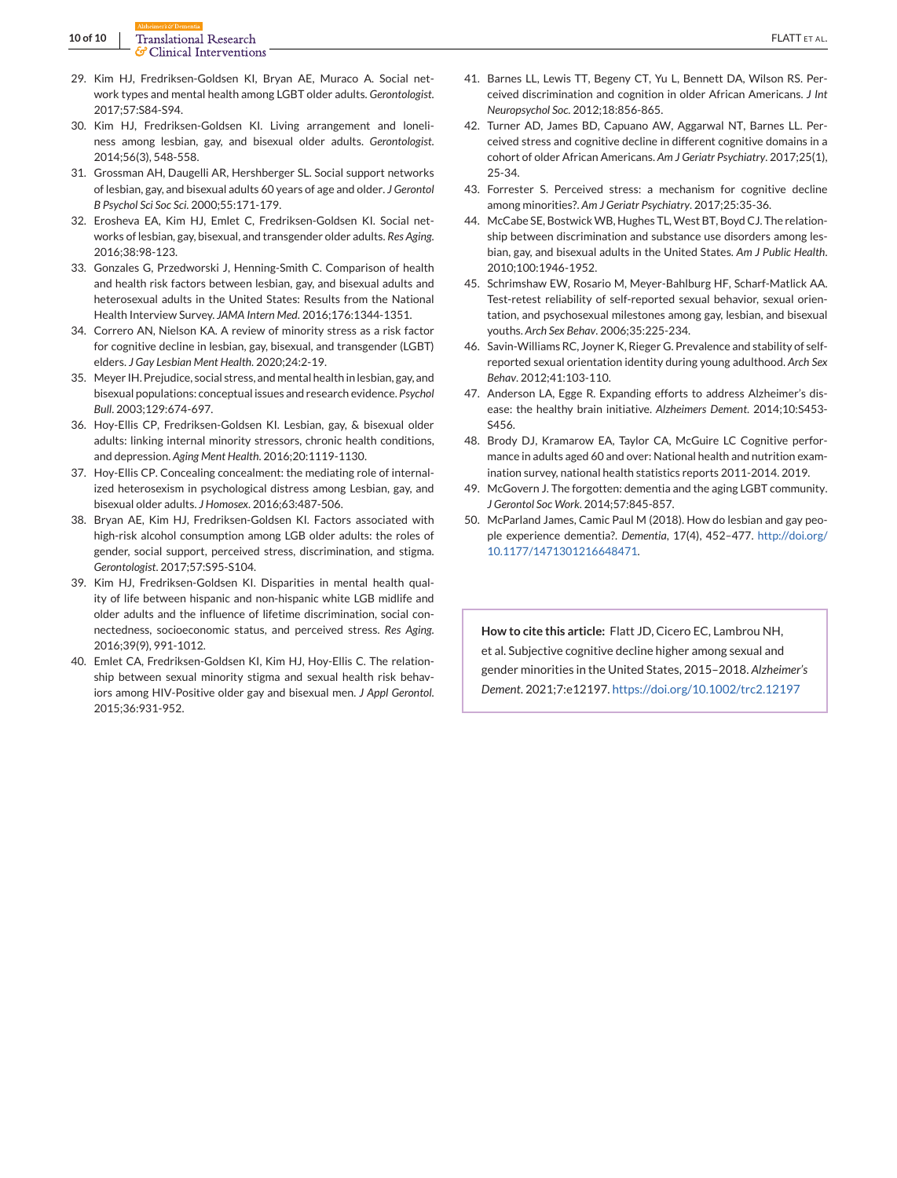29. Kim HJ, Fredriksen-Goldsen KI, Bryan AE, Muraco A. Social network types and mental health among LGBT older adults. *Gerontologist*. 2017;57:S84-S94.
30. Kim HJ, Fredriksen-Goldsen KI. Living arrangement and loneliness among lesbian, gay, and bisexual older adults. *Gerontologist*. 2014;56(3), 548-558.
31. Grossman AH, Daugelli AR, Hershberger SL. Social support networks of lesbian, gay, and bisexual adults 60 years of age and older. *J Gerontol B Psychol Sci Soc Sci*. 2000;55:171-179.
32. Erosheva EA, Kim HJ, Emlet C, Fredriksen-Goldsen KI. Social networks of lesbian, gay, bisexual, and transgender older adults. *Res Aging*. 2016;38:98-123.
33. Gonzales G, Przedworski J, Henning-Smith C. Comparison of health and health risk factors between lesbian, gay, and bisexual adults and heterosexual adults in the United States: Results from the National Health Interview Survey. *JAMA Intern Med*. 2016;176:1344-1351.
34. Correro AN, Nielson KA. A review of minority stress as a risk factor for cognitive decline in lesbian, gay, bisexual, and transgender (LGBT) elders. *J Gay Lesbian Ment Health*. 2020;24:2-19.
35. Meyer IH. Prejudice, social stress, and mental health in lesbian, gay, and bisexual populations: conceptual issues and research evidence. *Psychol Bull*. 2003;129:674-697.
36. Hoy-Ellis CP, Fredriksen-Goldsen KI. Lesbian, gay, & bisexual older adults: linking internal minority stressors, chronic health conditions, and depression. *Aging Ment Health*. 2016;20:1119-1130.
37. Hoy-Ellis CP. Concealing concealment: the mediating role of internalized heterosexism in psychological distress among Lesbian, gay, and bisexual older adults. *J Homosex*. 2016;63:487-506.
38. Bryan AE, Kim HJ, Fredriksen-Goldsen KI. Factors associated with high-risk alcohol consumption among LGB older adults: the roles of gender, social support, perceived stress, discrimination, and stigma. *Gerontologist*. 2017;57:S95-S104.
39. Kim HJ, Fredriksen-Goldsen KI. Disparities in mental health quality of life between hispanic and non-hispanic white LGB midlife and older adults and the influence of lifetime discrimination, social connectedness, socioeconomic status, and perceived stress. *Res Aging*. 2016;39(9), 991-1012.
40. Emlet CA, Fredriksen-Goldsen KI, Kim HJ, Hoy-Ellis C. The relationship between sexual minority stigma and sexual health risk behaviors among HIV-Positive older gay and bisexual men. *J Appl Gerontol*. 2015;36:931-952.
41. Barnes LL, Lewis TT, Begeny CT, Yu L, Bennett DA, Wilson RS. Perceived discrimination and cognition in older African Americans. *J Int Neuropsychol Soc*. 2012;18:856-865.
42. Turner AD, James BD, Capuano AW, Aggarwal NT, Barnes LL. Perceived stress and cognitive decline in different cognitive domains in a cohort of older African Americans. *Am J Geriatr Psychiatry*. 2017;25(1), 25-34.
43. Forrester S. Perceived stress: a mechanism for cognitive decline among minorities?. *Am J Geriatr Psychiatry*. 2017;25:35-36.
44. McCabe SE, Bostwick WB, Hughes TL, West BT, Boyd CJ. The relationship between discrimination and substance use disorders among lesbian, gay, and bisexual adults in the United States. *Am J Public Health*. 2010;100:1946-1952.
45. Schrimshaw EW, Rosario M, Meyer-Bahlburg HF, Scharf-Matlick AA. Test-retest reliability of self-reported sexual behavior, sexual orientation, and psychosexual milestones among gay, lesbian, and bisexual youths. *Arch Sex Behav*. 2006;35:225-234.
46. Savin-Williams RC, Joyner K, Rieger G. Prevalence and stability of self-reported sexual orientation identity during young adulthood. *Arch Sex Behav*. 2012;41:103-110.
47. Anderson LA, Egge R. Expanding efforts to address Alzheimer's disease: the healthy brain initiative. *Alzheimers Dement*. 2014;10:S453-S456.
48. Brody DJ, Kramarow EA, Taylor CA, McGuire LC Cognitive performance in adults aged 60 and over: National health and nutrition examination survey, national health statistics reports 2011-2014. 2019.
49. McGovern J. The forgotten: dementia and the aging LGBT community. *J Gerontol Soc Work*. 2014;57:845-857.
50. McParland James, Camic Paul M (2018). How do lesbian and gay people experience dementia?. *Dementia*, 17(4), 452–477. http://doi.org/10.1177/1471301216648471.

**How to cite this article:** Flatt JD, Cicero EC, Lambrou NH, et al. Subjective cognitive decline higher among sexual and gender minorities in the United States, 2015–2018. *Alzheimer's Dement*. 2021;7:e12197. https://doi.org/10.1002/trc2.12197